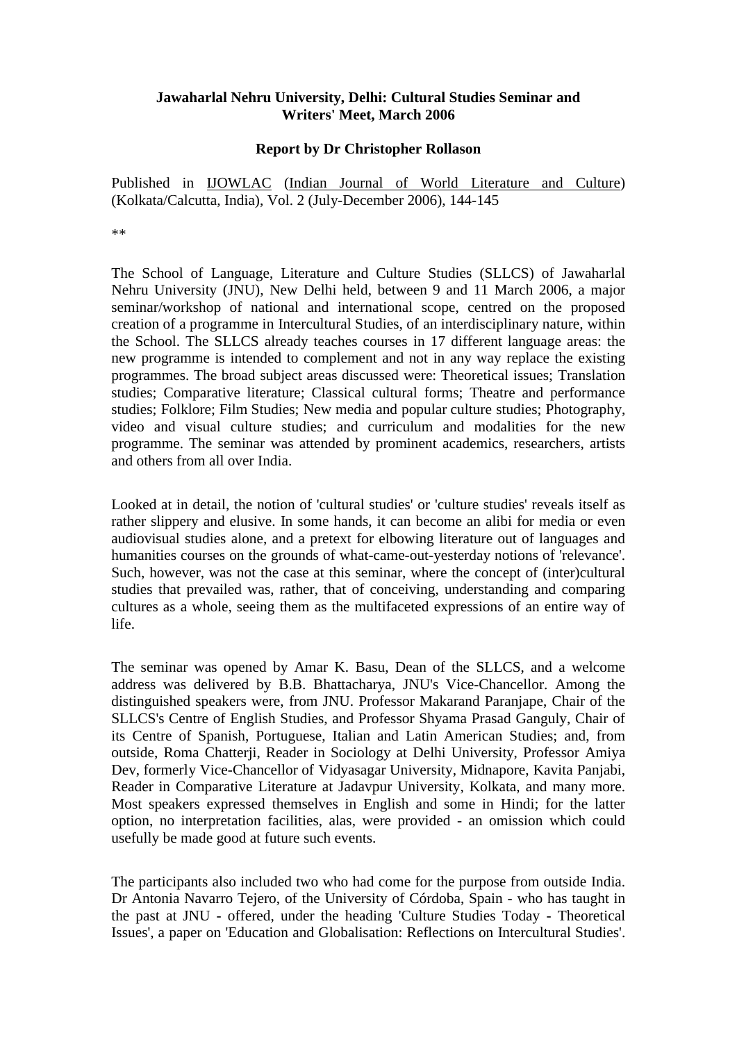**Jawaharlal Nehru University, Delhi: Cultural Studies Seminar and Writers' Meet, March 2006**

**Report by Dr Christopher Rollason**

Published in IJOWLAC (Indian Journal of World Literature and Culture) (Kolkata/Calcutta, India), Vol. 2 (July-December 2006), 144-145

**

The School of Language, Literature and Culture Studies (SLLCS) of Jawaharlal Nehru University (JNU), New Delhi held, between 9 and 11 March 2006, a major seminar/workshop of national and international scope, centred on the proposed creation of a programme in Intercultural Studies, of an interdisciplinary nature, within the School. The SLLCS already teaches courses in 17 different language areas: the new programme is intended to complement and not in any way replace the existing programmes. The broad subject areas discussed were: Theoretical issues; Translation studies; Comparative literature; Classical cultural forms; Theatre and performance studies; Folklore; Film Studies; New media and popular culture studies; Photography, video and visual culture studies; and curriculum and modalities for the new programme. The seminar was attended by prominent academics, researchers, artists and others from all over India.

Looked at in detail, the notion of 'cultural studies' or 'culture studies' reveals itself as rather slippery and elusive. In some hands, it can become an alibi for media or even audiovisual studies alone, and a pretext for elbowing literature out of languages and humanities courses on the grounds of what-came-out-yesterday notions of 'relevance'. Such, however, was not the case at this seminar, where the concept of (inter)cultural studies that prevailed was, rather, that of conceiving, understanding and comparing cultures as a whole, seeing them as the multifaceted expressions of an entire way of life.

The seminar was opened by Amar K. Basu, Dean of the SLLCS, and a welcome address was delivered by B.B. Bhattacharya, JNU's Vice-Chancellor. Among the distinguished speakers were, from JNU. Professor Makarand Paranjape, Chair of the SLLCS's Centre of English Studies, and Professor Shyama Prasad Ganguly, Chair of its Centre of Spanish, Portuguese, Italian and Latin American Studies; and, from outside, Roma Chatterji, Reader in Sociology at Delhi University, Professor Amiya Dev, formerly Vice-Chancellor of Vidyasagar University, Midnapore, Kavita Panjabi, Reader in Comparative Literature at Jadavpur University, Kolkata, and many more. Most speakers expressed themselves in English and some in Hindi; for the latter option, no interpretation facilities, alas, were provided - an omission which could usefully be made good at future such events.

The participants also included two who had come for the purpose from outside India. Dr Antonia Navarro Tejero, of the University of Córdoba, Spain - who has taught in the past at JNU - offered, under the heading 'Culture Studies Today - Theoretical Issues', a paper on 'Education and Globalisation: Reflections on Intercultural Studies'.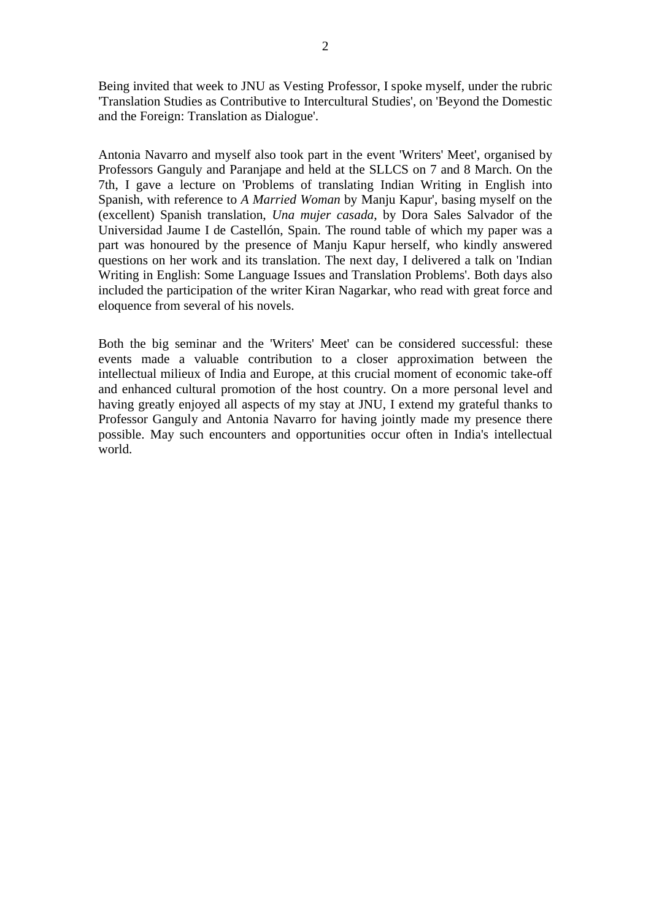Being invited that week to JNU as Vesting Professor, I spoke myself, under the rubric 'Translation Studies as Contributive to Intercultural Studies', on 'Beyond the Domestic and the Foreign: Translation as Dialogue'.

Antonia Navarro and myself also took part in the event 'Writers' Meet', organised by Professors Ganguly and Paranjape and held at the SLLCS on 7 and 8 March. On the 7th, I gave a lecture on 'Problems of translating Indian Writing in English into Spanish, with reference to *A Married Woman* by Manju Kapur', basing myself on the (excellent) Spanish translation, *Una mujer casada*, by Dora Sales Salvador of the Universidad Jaume I de Castellón, Spain. The round table of which my paper was a part was honoured by the presence of Manju Kapur herself, who kindly answered questions on her work and its translation. The next day, I delivered a talk on 'Indian Writing in English: Some Language Issues and Translation Problems'. Both days also included the participation of the writer Kiran Nagarkar, who read with great force and eloquence from several of his novels.

Both the big seminar and the 'Writers' Meet' can be considered successful: these events made a valuable contribution to a closer approximation between the intellectual milieux of India and Europe, at this crucial moment of economic take-off and enhanced cultural promotion of the host country. On a more personal level and having greatly enjoyed all aspects of my stay at JNU, I extend my grateful thanks to Professor Ganguly and Antonia Navarro for having jointly made my presence there possible. May such encounters and opportunities occur often in India's intellectual world.